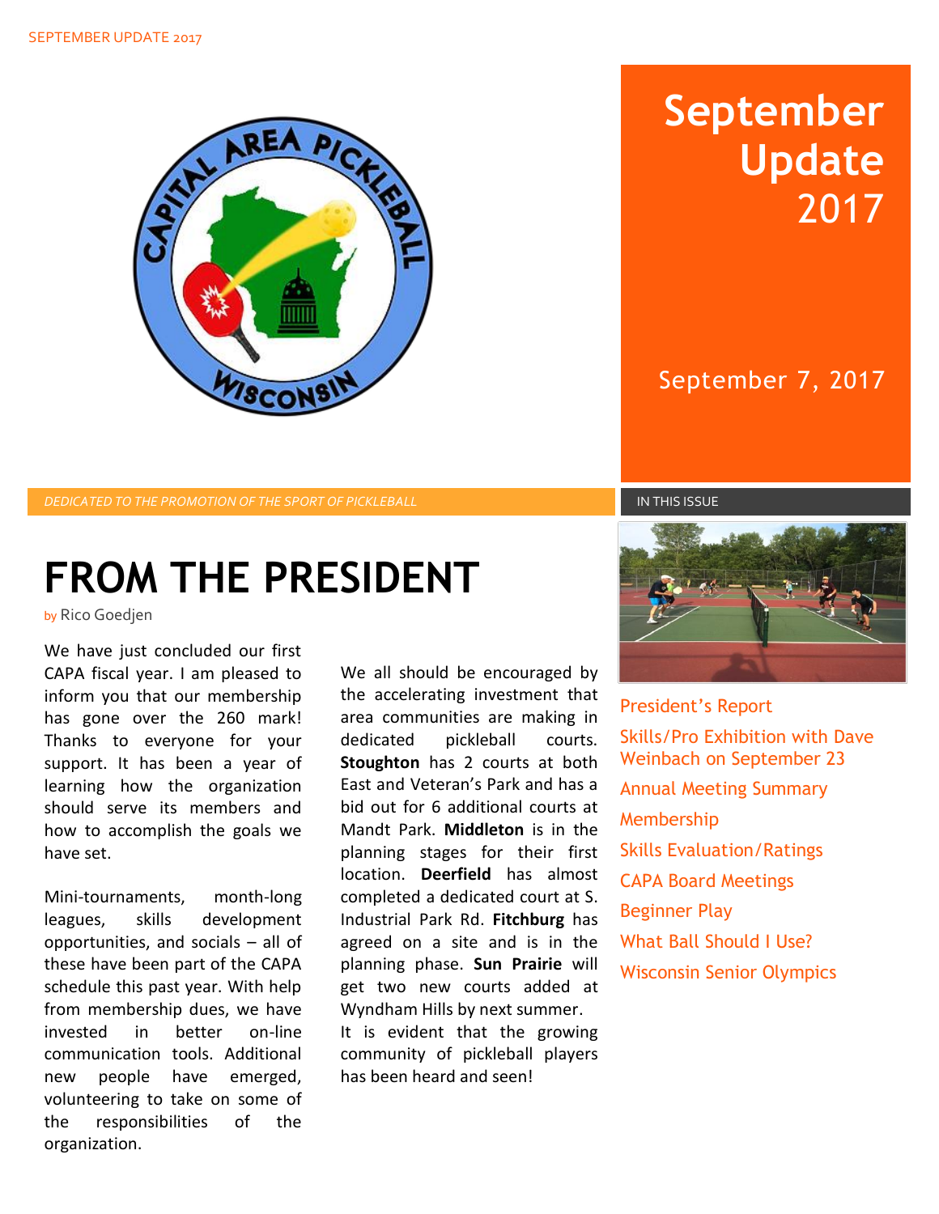# September Update 2017

September 7, 2017

*DEDICATED TO THE PROMOTION OF THE SPORT OF PICKLEBALL*

**IN THIS ISSUE**

- President's Report
- Skills/Pro Exhibition with Dave Weinbach on September 23
- Annual Meeting Summary
- Membership
- Skills Evaluation/Ratings
- CAPA Board Meetings
- Beginner Play
- What Ball Should I Use?
- Wisconsin Senior Olympics

# FROM THE PRESIDENT

by Rico Goedjen

We have just concluded our first CAPA fiscal year. I am pleased to inform you that our membership has gone over the 260 mark! Thanks to everyone for your support. It has been a year of learning how the organization should serve its members and how to accomplish the goals we have set.

Mini-tournaments, month-long leagues, skills development opportunities, and socials – all of these have been part of the CAPA schedule this past year. With help from membership dues, we have invested in better on-line communication tools. Additional new people have emerged, volunteering to take on some of the responsibilities of the organization.

We all should be encouraged by the accelerating investment that area communities are making in dedicated pickleball courts. **Stoughton** has 2 courts at both East and Veteran's Park and has a bid out for 6 additional courts at Mandt Park. **Middleton** is in the planning stages for their first location. **Deerfield** has almost completed a dedicated court at S. Industrial Park Rd. **Fitchburg** has agreed on a site and is in the planning phase. **Sun Prairie** will get two new courts added at Wyndham Hills by next summer. It is evident that the growing community of pickleball players has been heard and seen!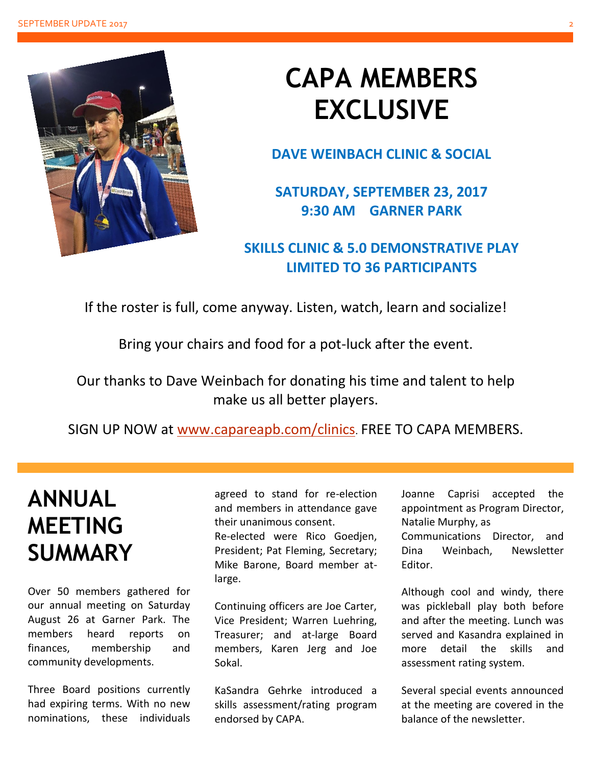# CAPA MEMBERS EXCLUSIVE

**DAVE WEINBACH CLINIC & SOCIAL**

**SATURDAY, SEPTEMBER 23, 2017**
**9:30 AM GARNER PARK**

**SKILLS CLINIC & 5.0 DEMONSTRATIVE PLAY**
**LIMITED TO 36 PARTICIPANTS**

If the roster is full, come anyway. Listen, watch, learn and socialize!

Bring your chairs and food for a pot-luck after the event.

Our thanks to Dave Weinbach for donating his time and talent to help make us all better players.

SIGN UP NOW at www.capareapb.com/clinics. FREE TO CAPA MEMBERS.

# ANNUAL MEETING SUMMARY

Over 50 members gathered for our annual meeting on Saturday August 26 at Garner Park. The members heard reports on finances, membership and community developments.

Three Board positions currently had expiring terms. With no new nominations, these individuals agreed to stand for re-election and members in attendance gave their unanimous consent.

Re-elected were Rico Goedjen, President; Pat Fleming, Secretary; Mike Barone, Board member at-large.

Continuing officers are Joe Carter, Vice President; Warren Luehring, Treasurer; and at-large Board members, Karen Jerg and Joe Sokal.

KaSandra Gehrke introduced a skills assessment/rating program endorsed by CAPA.

Joanne Caprisi accepted the appointment as Program Director, Natalie Murphy, as Communications Director, and Dina Weinbach, Newsletter Editor.

Although cool and windy, there was pickleball play both before and after the meeting. Lunch was served and Kasandra explained in more detail the skills and assessment rating system.

Several special events announced at the meeting are covered in the balance of the newsletter.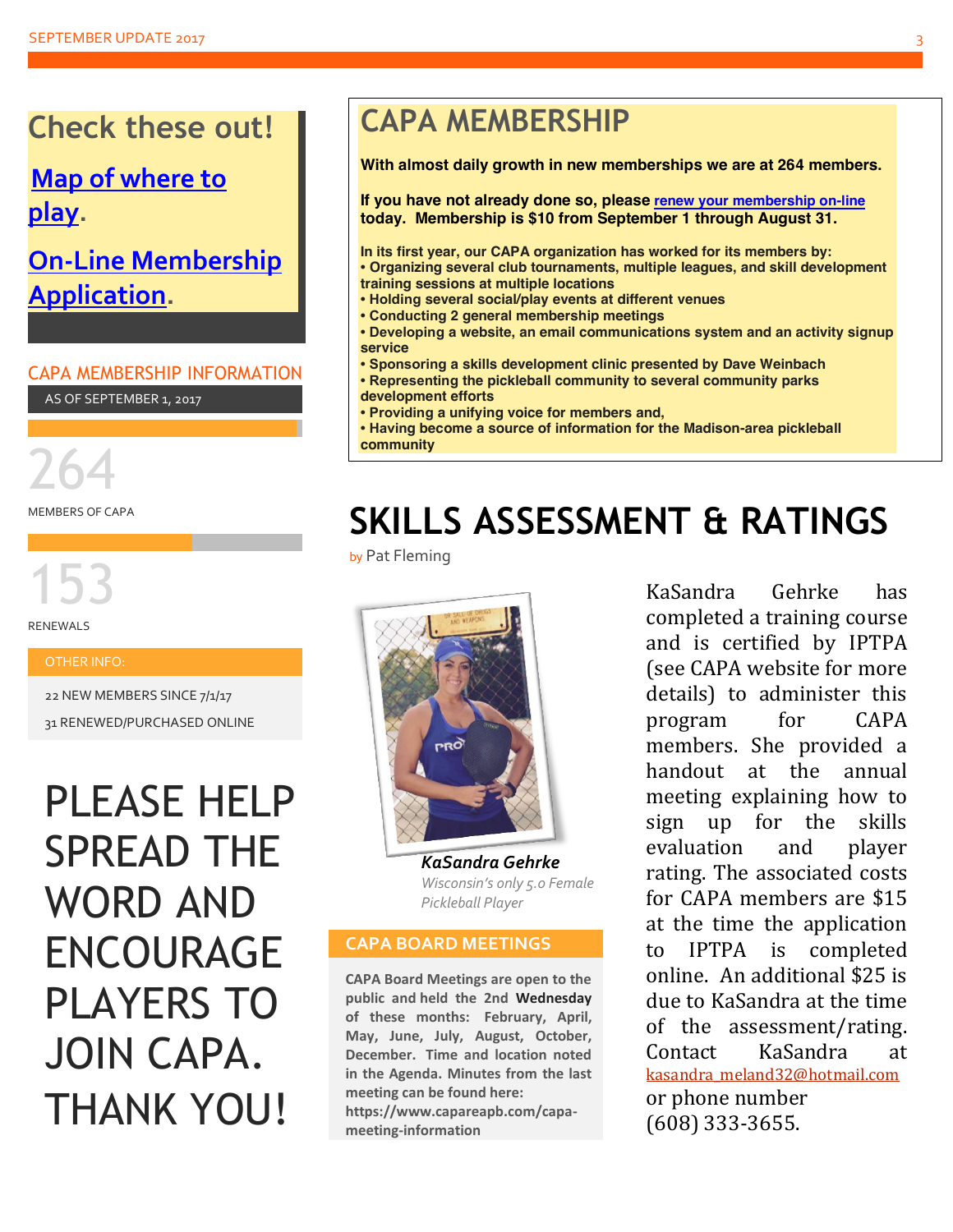## Check these out!

Map of where to play.

On-Line Membership Application.

## CAPA MEMBERSHIP INFORMATION

AS OF SEPTEMBER 1, 2017

264

MEMBERS OF CAPA

153

RENEWALS

OTHER INFO:

22 NEW MEMBERS SINCE 7/1/17

31 RENEWED/PURCHASED ONLINE

PLEASE HELP SPREAD THE WORD AND ENCOURAGE PLAYERS TO JOIN CAPA. THANK YOU!

## CAPA MEMBERSHIP

**With almost daily growth in new memberships we are at 264 members.**

**If you have not already done so, please renew your membership on-line today. Membership is $10 from September 1 through August 31.**

**In its first year, our CAPA organization has worked for its members by:**

- **Organizing several club tournaments, multiple leagues, and skill development training sessions at multiple locations**
- **Holding several social/play events at different venues**
- **Conducting 2 general membership meetings**
- **Developing a website, an email communications system and an activity signup service**
- **Sponsoring a skills development clinic presented by Dave Weinbach**
- **Representing the pickleball community to several community parks development efforts**
- **Providing a unifying voice for members and,**
- **Having become a source of information for the Madison-area pickleball community**

# SKILLS ASSESSMENT & RATINGS

by Pat Fleming

***KaSandra Gehrke***

*Wisconsin's only 5.0 Female Pickleball Player*

KaSandra Gehrke has completed a training course and is certified by IPTPA (see CAPA website for more details) to administer this program for CAPA members. She provided a handout at the annual meeting explaining how to sign up for the skills evaluation and player rating. The associated costs for CAPA members are $15 at the time the application to IPTPA is completed online. An additional $25 is due to KaSandra at the time of the assessment/rating. Contact KaSandra at kasandra_meland32@hotmail.com or phone number (608) 333-3655.

## CAPA BOARD MEETINGS

CAPA Board Meetings are open to the public and held the 2nd **Wednesday** of these months: February, April, May, June, July, August, October, December. Time and location noted in the Agenda. Minutes from the last meeting can be found here: https://www.capareapb.com/capa-meeting-information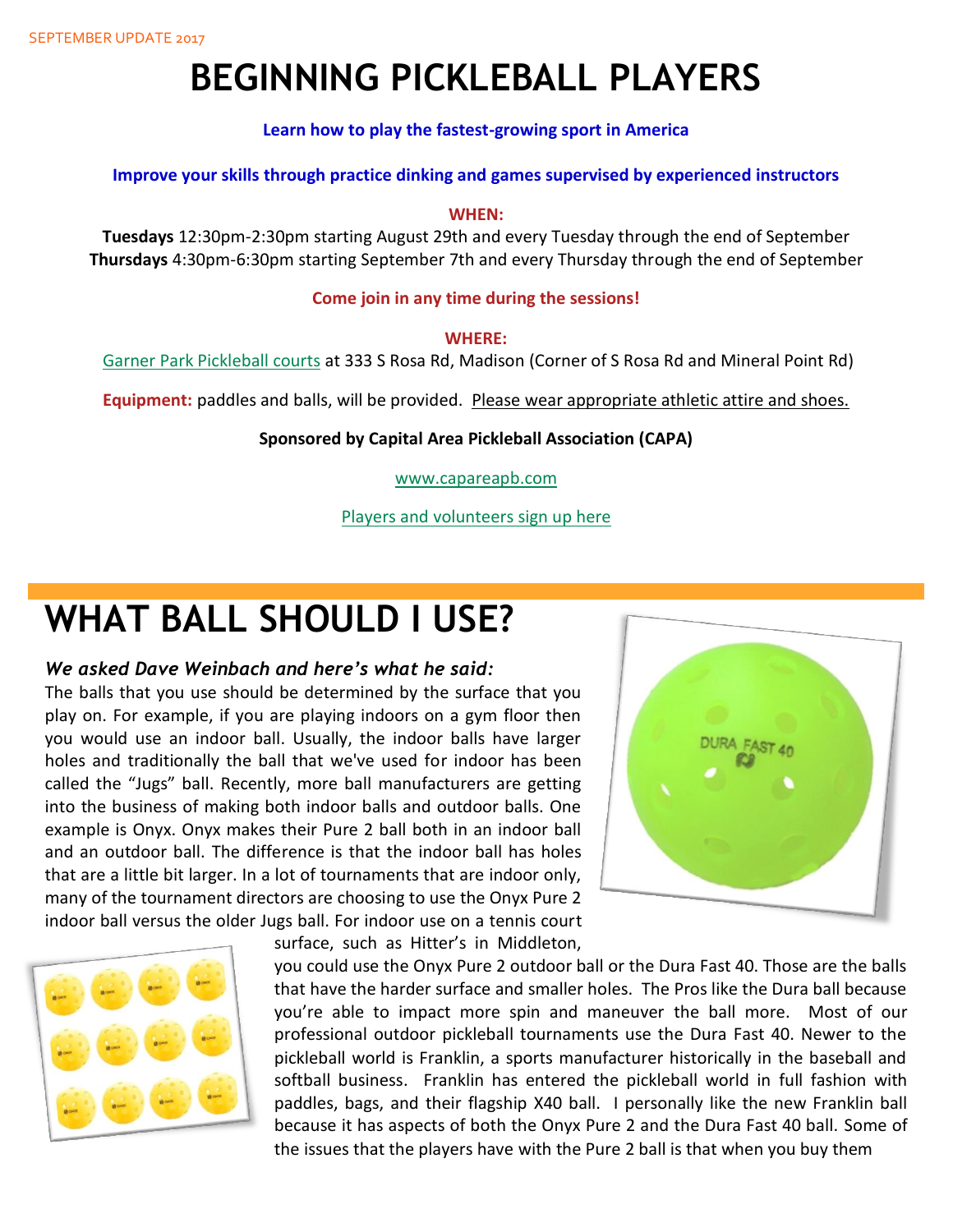SEPTEMBER UPDATE 2017

# BEGINNING PICKLEBALL PLAYERS

**Learn how to play the fastest-growing sport in America**

**Improve your skills through practice dinking and games supervised by experienced instructors**

**WHEN:**

**Tuesdays** 12:30pm-2:30pm starting August 29th and every Tuesday through the end of September
**Thursdays** 4:30pm-6:30pm starting September 7th and every Thursday through the end of September

**Come join in any time during the sessions!**

**WHERE:**

Garner Park Pickleball courts at 333 S Rosa Rd, Madison (Corner of S Rosa Rd and Mineral Point Rd)

**Equipment:** paddles and balls, will be provided. Please wear appropriate athletic attire and shoes.

**Sponsored by Capital Area Pickleball Association (CAPA)**

www.capareapb.com

Players and volunteers sign up here

# WHAT BALL SHOULD I USE?

***We asked Dave Weinbach and here's what he said:***

The balls that you use should be determined by the surface that you play on. For example, if you are playing indoors on a gym floor then you would use an indoor ball. Usually, the indoor balls have larger holes and traditionally the ball that we've used for indoor has been called the "Jugs" ball. Recently, more ball manufacturers are getting into the business of making both indoor balls and outdoor balls. One example is Onyx. Onyx makes their Pure 2 ball both in an indoor ball and an outdoor ball. The difference is that the indoor ball has holes that are a little bit larger. In a lot of tournaments that are indoor only, many of the tournament directors are choosing to use the Onyx Pure 2 indoor ball versus the older Jugs ball. For indoor use on a tennis court surface, such as Hitter's in Middleton, you could use the Onyx Pure 2 outdoor ball or the Dura Fast 40. Those are the balls that have the harder surface and smaller holes. The Pros like the Dura ball because you're able to impact more spin and maneuver the ball more. Most of our professional outdoor pickleball tournaments use the Dura Fast 40. Newer to the pickleball world is Franklin, a sports manufacturer historically in the baseball and softball business. Franklin has entered the pickleball world in full fashion with paddles, bags, and their flagship X40 ball. I personally like the new Franklin ball because it has aspects of both the Onyx Pure 2 and the Dura Fast 40 ball. Some of the issues that the players have with the Pure 2 ball is that when you buy them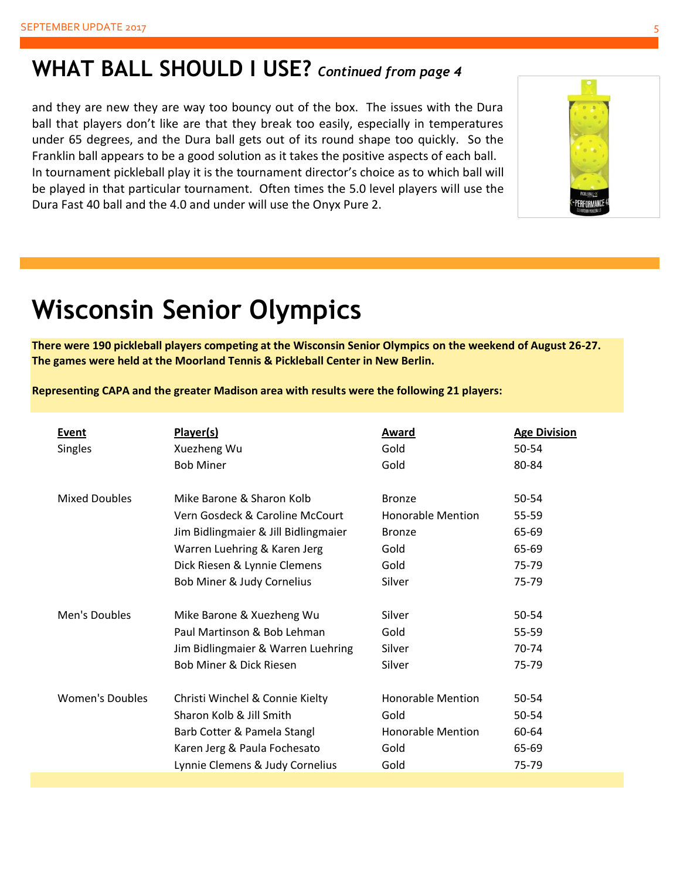## WHAT BALL SHOULD I USE? *Continued from page 4*

and they are new they are way too bouncy out of the box. The issues with the Dura ball that players don't like are that they break too easily, especially in temperatures under 65 degrees, and the Dura ball gets out of its round shape too quickly. So the Franklin ball appears to be a good solution as it takes the positive aspects of each ball. In tournament pickleball play it is the tournament director's choice as to which ball will be played in that particular tournament. Often times the 5.0 level players will use the Dura Fast 40 ball and the 4.0 and under will use the Onyx Pure 2.

# Wisconsin Senior Olympics

**There were 190 pickleball players competing at the Wisconsin Senior Olympics on the weekend of August 26-27. The games were held at the Moorland Tennis & Pickleball Center in New Berlin.**

**Representing CAPA and the greater Madison area with results were the following 21 players:**

| Event | Player(s) | Award | Age Division |
|---|---|---|---|
| Singles | Xuezheng Wu | Gold | 50-54 |
| | Bob Miner | Gold | 80-84 |
| Mixed Doubles | Mike Barone & Sharon Kolb | Bronze | 50-54 |
| | Vern Gosdeck & Caroline McCourt | Honorable Mention | 55-59 |
| | Jim Bidlingmaier & Jill Bidlingmaier | Bronze | 65-69 |
| | Warren Luehring & Karen Jerg | Gold | 65-69 |
| | Dick Riesen & Lynnie Clemens | Gold | 75-79 |
| | Bob Miner & Judy Cornelius | Silver | 75-79 |
| Men's Doubles | Mike Barone & Xuezheng Wu | Silver | 50-54 |
| | Paul Martinson & Bob Lehman | Gold | 55-59 |
| | Jim Bidlingmaier & Warren Luehring | Silver | 70-74 |
| | Bob Miner & Dick Riesen | Silver | 75-79 |
| Women's Doubles | Christi Winchel & Connie Kielty | Honorable Mention | 50-54 |
| | Sharon Kolb & Jill Smith | Gold | 50-54 |
| | Barb Cotter & Pamela Stangl | Honorable Mention | 60-64 |
| | Karen Jerg & Paula Fochesato | Gold | 65-69 |
| | Lynnie Clemens & Judy Cornelius | Gold | 75-79 |